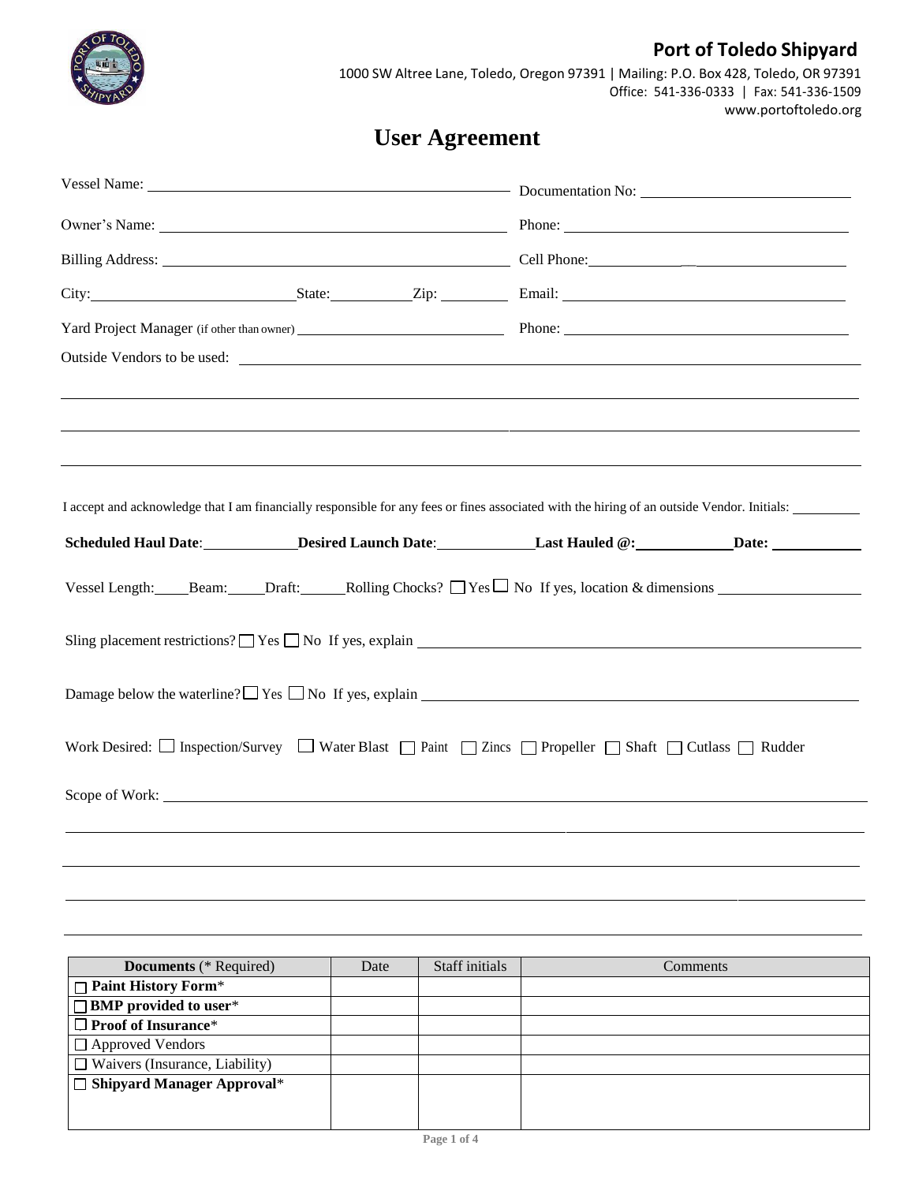**Port of Toledo Shipyard**

1000 SW Altree Lane, Toledo, Oregon 97391 | Mailing: P.O. Box 428, Toledo, OR 97391
Office: 541-336-0333 | Fax: 541-336-1509
www.portoftoledo.org

# User Agreement

Vessel Name: ______________________ Documentation No: ______________________

Owner's Name: ______________________ Phone: ______________________

Billing Address: ______________________ Cell Phone: ______________________

City: ______________ State: ________ Zip: ________ Email: ______________________

Yard Project Manager (if other than owner) ______________________ Phone: ______________________

Outside Vendors to be used: ______________________

______________________________________________

______________________________________________

______________________________________________

I accept and acknowledge that I am financially responsible for any fees or fines associated with the hiring of an outside Vendor. Initials: ________

**Scheduled Haul Date**: ________ **Desired Launch Date**: ________ **Last Hauled @:** ________ **Date:** ________

Vessel Length: ____ Beam: ____ Draft: ____ Rolling Chocks? ☐ Yes ☐ No If yes, location & dimensions ______________

Sling placement restrictions? ☐ Yes ☐ No If yes, explain ______________________

Damage below the waterline? ☐ Yes ☐ No If yes, explain ______________________

Work Desired: ☐ Inspection/Survey ☐ Water Blast ☐ Paint ☐ Zincs ☐ Propeller ☐ Shaft ☐ Cutlass ☐ Rudder

Scope of Work: ______________________

______________________________________________

______________________________________________

______________________________________________

______________________________________________

| **Documents** (* Required) | Date | Staff initials | Comments |
|---|---|---|---|
| ☐ **Paint History Form*** | | | |
| ☐ **BMP provided to user*** | | | |
| ☐ **Proof of Insurance*** | | | |
| ☐ Approved Vendors | | | |
| ☐ Waivers (Insurance, Liability) | | | |
| ☐ **Shipyard Manager Approval*** | | | |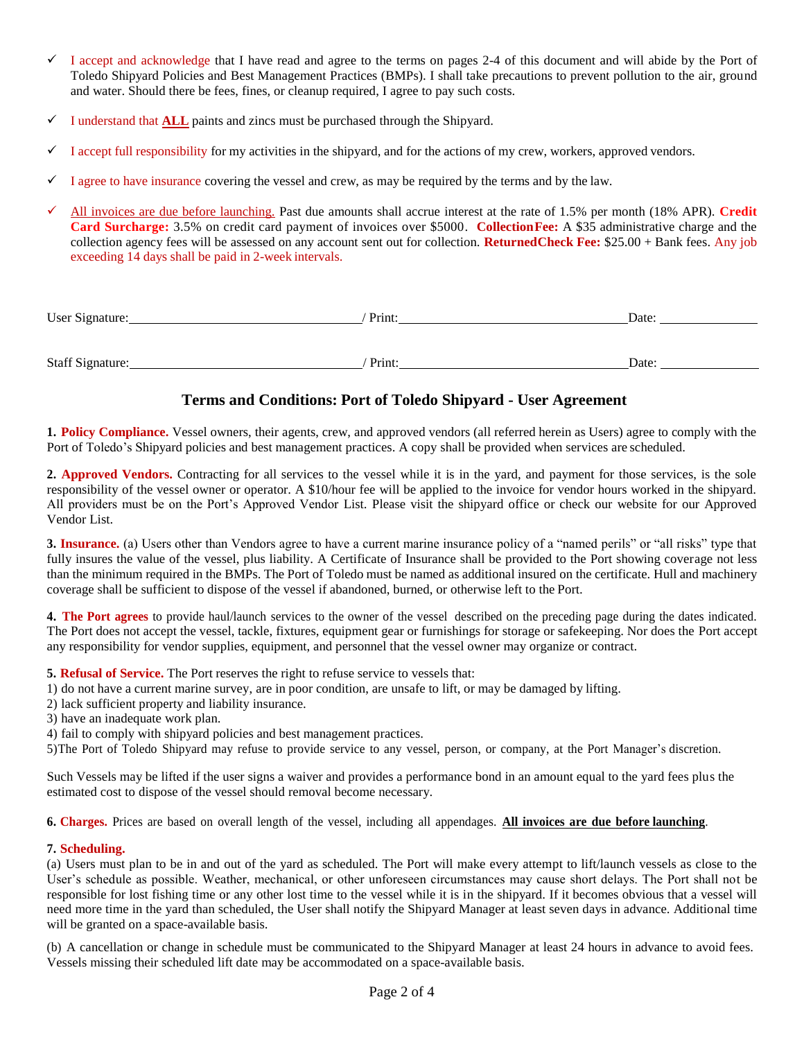- ✓ I accept and acknowledge that I have read and agree to the terms on pages 2-4 of this document and will abide by the Port of Toledo Shipyard Policies and Best Management Practices (BMPs). I shall take precautions to prevent pollution to the air, ground and water. Should there be fees, fines, or cleanup required, I agree to pay such costs.
- ✓ I understand that **ALL** paints and zincs must be purchased through the Shipyard.
- ✓ I accept full responsibility for my activities in the shipyard, and for the actions of my crew, workers, approved vendors.
- ✓ I agree to have insurance covering the vessel and crew, as may be required by the terms and by the law.
- ✓ All invoices are due before launching. Past due amounts shall accrue interest at the rate of 1.5% per month (18% APR). **Credit Card Surcharge:** 3.5% on credit card payment of invoices over $5000. **CollectionFee:** A $35 administrative charge and the collection agency fees will be assessed on any account sent out for collection. **ReturnedCheck Fee:** $25.00 + Bank fees. Any job exceeding 14 days shall be paid in 2-week intervals.

User Signature:________________________ / Print:________________________ Date: ____________

Staff Signature:________________________ / Print:________________________ Date: ____________

## Terms and Conditions: Port of Toledo Shipyard - User Agreement

**1. Policy Compliance.** Vessel owners, their agents, crew, and approved vendors (all referred herein as Users) agree to comply with the Port of Toledo's Shipyard policies and best management practices. A copy shall be provided when services are scheduled.

**2. Approved Vendors.** Contracting for all services to the vessel while it is in the yard, and payment for those services, is the sole responsibility of the vessel owner or operator. A $10/hour fee will be applied to the invoice for vendor hours worked in the shipyard. All providers must be on the Port's Approved Vendor List. Please visit the shipyard office or check our website for our Approved Vendor List.

**3. Insurance.** (a) Users other than Vendors agree to have a current marine insurance policy of a "named perils" or "all risks" type that fully insures the value of the vessel, plus liability. A Certificate of Insurance shall be provided to the Port showing coverage not less than the minimum required in the BMPs. The Port of Toledo must be named as additional insured on the certificate. Hull and machinery coverage shall be sufficient to dispose of the vessel if abandoned, burned, or otherwise left to the Port.

**4. The Port agrees** to provide haul/launch services to the owner of the vessel described on the preceding page during the dates indicated. The Port does not accept the vessel, tackle, fixtures, equipment gear or furnishings for storage or safekeeping. Nor does the Port accept any responsibility for vendor supplies, equipment, and personnel that the vessel owner may organize or contract.

**5. Refusal of Service.** The Port reserves the right to refuse service to vessels that:
1) do not have a current marine survey, are in poor condition, are unsafe to lift, or may be damaged by lifting.
2) lack sufficient property and liability insurance.
3) have an inadequate work plan.
4) fail to comply with shipyard policies and best management practices.
5)The Port of Toledo Shipyard may refuse to provide service to any vessel, person, or company, at the Port Manager's discretion.

Such Vessels may be lifted if the user signs a waiver and provides a performance bond in an amount equal to the yard fees plus the estimated cost to dispose of the vessel should removal become necessary.

**6. Charges.** Prices are based on overall length of the vessel, including all appendages. **All invoices are due before launching**.

**7. Scheduling.**
(a) Users must plan to be in and out of the yard as scheduled. The Port will make every attempt to lift/launch vessels as close to the User's schedule as possible. Weather, mechanical, or other unforeseen circumstances may cause short delays. The Port shall not be responsible for lost fishing time or any other lost time to the vessel while it is in the shipyard. If it becomes obvious that a vessel will need more time in the yard than scheduled, the User shall notify the Shipyard Manager at least seven days in advance. Additional time will be granted on a space-available basis.

(b) A cancellation or change in schedule must be communicated to the Shipyard Manager at least 24 hours in advance to avoid fees. Vessels missing their scheduled lift date may be accommodated on a space-available basis.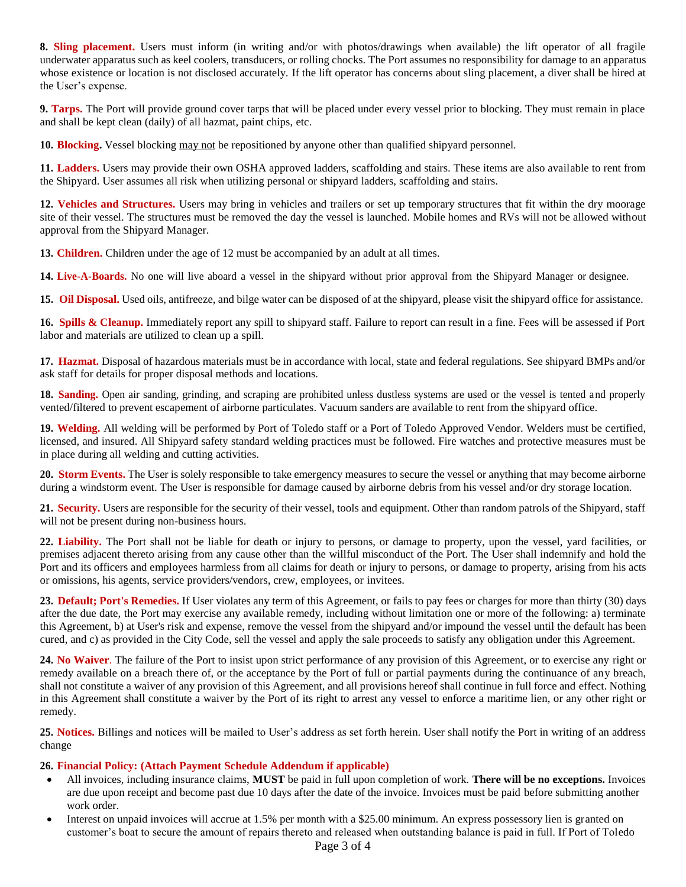**8. Sling placement.** Users must inform (in writing and/or with photos/drawings when available) the lift operator of all fragile underwater apparatus such as keel coolers, transducers, or rolling chocks. The Port assumes no responsibility for damage to an apparatus whose existence or location is not disclosed accurately. If the lift operator has concerns about sling placement, a diver shall be hired at the User's expense.

**9. Tarps.** The Port will provide ground cover tarps that will be placed under every vessel prior to blocking. They must remain in place and shall be kept clean (daily) of all hazmat, paint chips, etc.

**10. Blocking.** Vessel blocking <u>may not</u> be repositioned by anyone other than qualified shipyard personnel.

**11. Ladders.** Users may provide their own OSHA approved ladders, scaffolding and stairs. These items are also available to rent from the Shipyard. User assumes all risk when utilizing personal or shipyard ladders, scaffolding and stairs.

**12. Vehicles and Structures.** Users may bring in vehicles and trailers or set up temporary structures that fit within the dry moorage site of their vessel. The structures must be removed the day the vessel is launched. Mobile homes and RVs will not be allowed without approval from the Shipyard Manager.

**13. Children.** Children under the age of 12 must be accompanied by an adult at all times.

**14. Live-A-Boards.** No one will live aboard a vessel in the shipyard without prior approval from the Shipyard Manager or designee.

**15. Oil Disposal.** Used oils, antifreeze, and bilge water can be disposed of at the shipyard, please visit the shipyard office for assistance.

**16. Spills & Cleanup.** Immediately report any spill to shipyard staff. Failure to report can result in a fine. Fees will be assessed if Port labor and materials are utilized to clean up a spill.

**17. Hazmat.** Disposal of hazardous materials must be in accordance with local, state and federal regulations. See shipyard BMPs and/or ask staff for details for proper disposal methods and locations.

**18. Sanding.** Open air sanding, grinding, and scraping are prohibited unless dustless systems are used or the vessel is tented and properly vented/filtered to prevent escapement of airborne particulates. Vacuum sanders are available to rent from the shipyard office.

**19. Welding.** All welding will be performed by Port of Toledo staff or a Port of Toledo Approved Vendor. Welders must be certified, licensed, and insured. All Shipyard safety standard welding practices must be followed. Fire watches and protective measures must be in place during all welding and cutting activities.

**20. Storm Events.** The User is solely responsible to take emergency measures to secure the vessel or anything that may become airborne during a windstorm event. The User is responsible for damage caused by airborne debris from his vessel and/or dry storage location.

**21. Security.** Users are responsible for the security of their vessel, tools and equipment. Other than random patrols of the Shipyard, staff will not be present during non-business hours.

**22. Liability.** The Port shall not be liable for death or injury to persons, or damage to property, upon the vessel, yard facilities, or premises adjacent thereto arising from any cause other than the willful misconduct of the Port. The User shall indemnify and hold the Port and its officers and employees harmless from all claims for death or injury to persons, or damage to property, arising from his acts or omissions, his agents, service providers/vendors, crew, employees, or invitees.

**23. Default; Port's Remedies.** If User violates any term of this Agreement, or fails to pay fees or charges for more than thirty (30) days after the due date, the Port may exercise any available remedy, including without limitation one or more of the following: a) terminate this Agreement, b) at User's risk and expense, remove the vessel from the shipyard and/or impound the vessel until the default has been cured, and c) as provided in the City Code, sell the vessel and apply the sale proceeds to satisfy any obligation under this Agreement.

**24. No Waiver**. The failure of the Port to insist upon strict performance of any provision of this Agreement, or to exercise any right or remedy available on a breach there of, or the acceptance by the Port of full or partial payments during the continuance of any breach, shall not constitute a waiver of any provision of this Agreement, and all provisions hereof shall continue in full force and effect. Nothing in this Agreement shall constitute a waiver by the Port of its right to arrest any vessel to enforce a maritime lien, or any other right or remedy.

**25. Notices.** Billings and notices will be mailed to User's address as set forth herein. User shall notify the Port in writing of an address change

**26. Financial Policy: (Attach Payment Schedule Addendum if applicable)**

- All invoices, including insurance claims, **MUST** be paid in full upon completion of work. **There will be no exceptions.** Invoices are due upon receipt and become past due 10 days after the date of the invoice. Invoices must be paid before submitting another work order.
- Interest on unpaid invoices will accrue at 1.5% per month with a $25.00 minimum. An express possessory lien is granted on customer's boat to secure the amount of repairs thereto and released when outstanding balance is paid in full. If Port of Toledo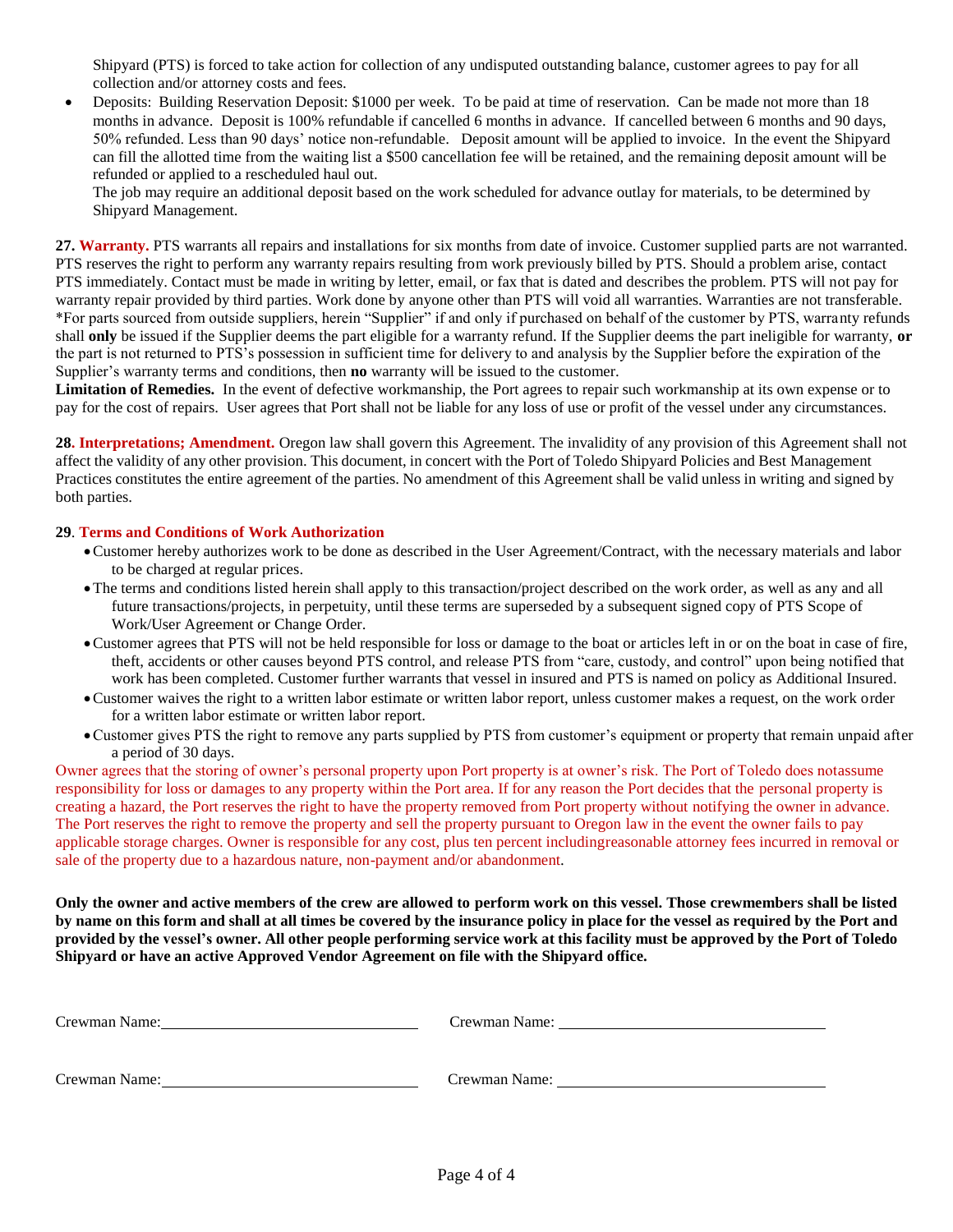Shipyard (PTS) is forced to take action for collection of any undisputed outstanding balance, customer agrees to pay for all collection and/or attorney costs and fees.

- Deposits: Building Reservation Deposit: $1000 per week. To be paid at time of reservation. Can be made not more than 18 months in advance. Deposit is 100% refundable if cancelled 6 months in advance. If cancelled between 6 months and 90 days, 50% refunded. Less than 90 days' notice non-refundable. Deposit amount will be applied to invoice. In the event the Shipyard can fill the allotted time from the waiting list a $500 cancellation fee will be retained, and the remaining deposit amount will be refunded or applied to a rescheduled haul out.

  The job may require an additional deposit based on the work scheduled for advance outlay for materials, to be determined by Shipyard Management.

**27. Warranty.** PTS warrants all repairs and installations for six months from date of invoice. Customer supplied parts are not warranted. PTS reserves the right to perform any warranty repairs resulting from work previously billed by PTS. Should a problem arise, contact PTS immediately. Contact must be made in writing by letter, email, or fax that is dated and describes the problem. PTS will not pay for warranty repair provided by third parties. Work done by anyone other than PTS will void all warranties. Warranties are not transferable. *For parts sourced from outside suppliers, herein "Supplier" if and only if purchased on behalf of the customer by PTS, warranty refunds shall **only** be issued if the Supplier deems the part eligible for a warranty refund. If the Supplier deems the part ineligible for warranty, **or** the part is not returned to PTS's possession in sufficient time for delivery to and analysis by the Supplier before the expiration of the Supplier's warranty terms and conditions, then **no** warranty will be issued to the customer.

**Limitation of Remedies.** In the event of defective workmanship, the Port agrees to repair such workmanship at its own expense or to pay for the cost of repairs. User agrees that Port shall not be liable for any loss of use or profit of the vessel under any circumstances.

**28. Interpretations; Amendment.** Oregon law shall govern this Agreement. The invalidity of any provision of this Agreement shall not affect the validity of any other provision. This document, in concert with the Port of Toledo Shipyard Policies and Best Management Practices constitutes the entire agreement of the parties. No amendment of this Agreement shall be valid unless in writing and signed by both parties.

**29. Terms and Conditions of Work Authorization**

- Customer hereby authorizes work to be done as described in the User Agreement/Contract, with the necessary materials and labor to be charged at regular prices.
- The terms and conditions listed herein shall apply to this transaction/project described on the work order, as well as any and all future transactions/projects, in perpetuity, until these terms are superseded by a subsequent signed copy of PTS Scope of Work/User Agreement or Change Order.
- Customer agrees that PTS will not be held responsible for loss or damage to the boat or articles left in or on the boat in case of fire, theft, accidents or other causes beyond PTS control, and release PTS from "care, custody, and control" upon being notified that work has been completed. Customer further warrants that vessel in insured and PTS is named on policy as Additional Insured.
- Customer waives the right to a written labor estimate or written labor report, unless customer makes a request, on the work order for a written labor estimate or written labor report.
- Customer gives PTS the right to remove any parts supplied by PTS from customer's equipment or property that remain unpaid after a period of 30 days.

Owner agrees that the storing of owner's personal property upon Port property is at owner's risk. The Port of Toledo does notassume responsibility for loss or damages to any property within the Port area. If for any reason the Port decides that the personal property is creating a hazard, the Port reserves the right to have the property removed from Port property without notifying the owner in advance. The Port reserves the right to remove the property and sell the property pursuant to Oregon law in the event the owner fails to pay applicable storage charges. Owner is responsible for any cost, plus ten percent includingreasonable attorney fees incurred in removal or sale of the property due to a hazardous nature, non-payment and/or abandonment.

**Only the owner and active members of the crew are allowed to perform work on this vessel. Those crewmembers shall be listed by name on this form and shall at all times be covered by the insurance policy in place for the vessel as required by the Port and provided by the vessel's owner. All other people performing service work at this facility must be approved by the Port of Toledo Shipyard or have an active Approved Vendor Agreement on file with the Shipyard office.**

Crewman Name: ____________________ Crewman Name: ____________________

Crewman Name: ____________________ Crewman Name: ____________________